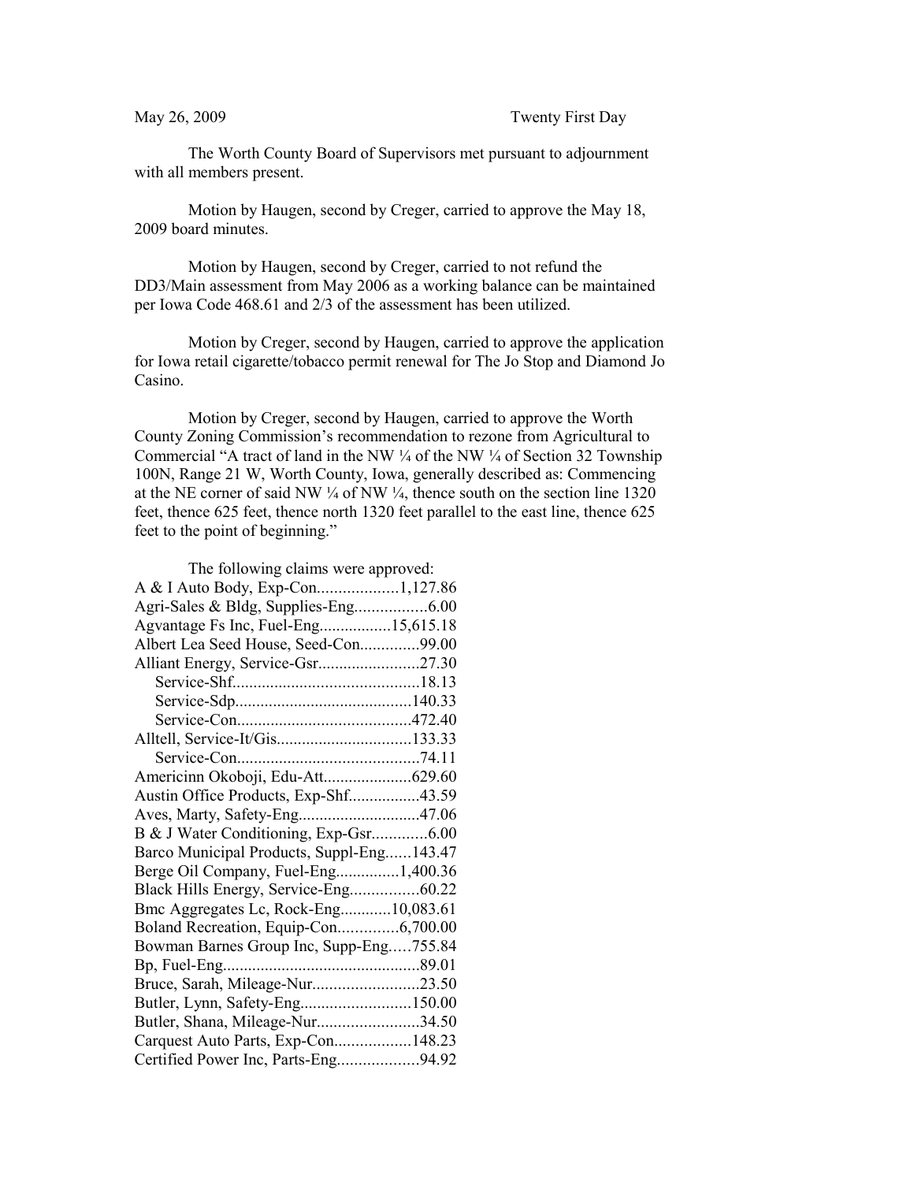May 26, 2009 Twenty First Day

The Worth County Board of Supervisors met pursuant to adjournment with all members present.

Motion by Haugen, second by Creger, carried to approve the May 18, 2009 board minutes.

Motion by Haugen, second by Creger, carried to not refund the DD3/Main assessment from May 2006 as a working balance can be maintained per Iowa Code 468.61 and 2/3 of the assessment has been utilized.

Motion by Creger, second by Haugen, carried to approve the application for Iowa retail cigarette/tobacco permit renewal for The Jo Stop and Diamond Jo Casino.

Motion by Creger, second by Haugen, carried to approve the Worth County Zoning Commission's recommendation to rezone from Agricultural to Commercial "A tract of land in the NW ¼ of the NW ¼ of Section 32 Township 100N, Range 21 W, Worth County, Iowa, generally described as: Commencing at the NE corner of said NW ¼ of NW ¼, thence south on the section line 1320 feet, thence 625 feet, thence north 1320 feet parallel to the east line, thence 625 feet to the point of beginning."

The following claims were approved:

A & I Auto Body, Exp-Con...................1,127.86
Agri-Sales & Bldg, Supplies-Eng.................6.00
Agvantage Fs Inc, Fuel-Eng.................15,615.18
Albert Lea Seed House, Seed-Con.............99.00
Alliant Energy, Service-Gsr........................27.30
Service-Shf...........................................18.13
Service-Sdp.........................................140.33
Service-Con.........................................472.40
Alltell, Service-It/Gis................................133.33
Service-Con...........................................74.11
Americinn Okoboji, Edu-Att.....................629.60
Austin Office Products, Exp-Shf.................43.59
Aves, Marty, Safety-Eng............................47.06
B & J Water Conditioning, Exp-Gsr.............6.00
Barco Municipal Products, Suppl-Eng......143.47
Berge Oil Company, Fuel-Eng...............1,400.36
Black Hills Energy, Service-Eng................60.22
Bmc Aggregates Lc, Rock-Eng............10,083.61
Boland Recreation, Equip-Con..............6,700.00
Bowman Barnes Group Inc, Supp-Eng.....755.84
Bp, Fuel-Eng..............................................89.01
Bruce, Sarah, Mileage-Nur.........................23.50
Butler, Lynn, Safety-Eng..........................150.00
Butler, Shana, Mileage-Nur........................34.50
Carquest Auto Parts, Exp-Con..................148.23
Certified Power Inc, Parts-Eng...................94.92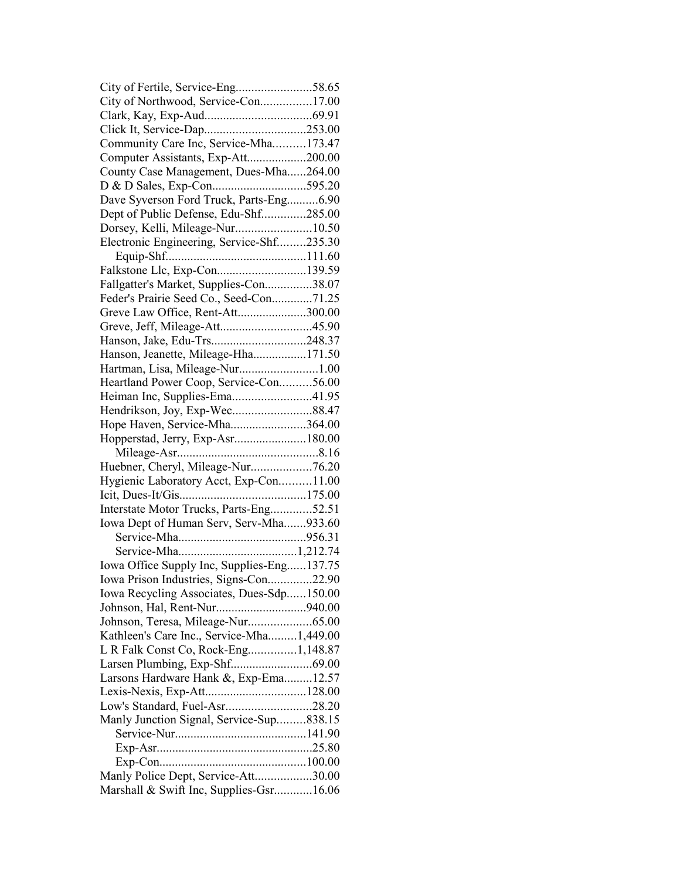City of Fertile, Service-Eng........................58.65
City of Northwood, Service-Con................17.00
Clark, Kay, Exp-Aud..................................69.91
Click It, Service-Dap................................253.00
Community Care Inc, Service-Mha..........173.47
Computer Assistants, Exp-Att..................200.00
County Case Management, Dues-Mha......264.00
D & D Sales, Exp-Con..............................595.20
Dave Syverson Ford Truck, Parts-Eng..........6.90
Dept of Public Defense, Edu-Shf..............285.00
Dorsey, Kelli, Mileage-Nur........................10.50
Electronic Engineering, Service-Shf.........235.30
    Equip-Shf............................................111.60
Falkstone Llc, Exp-Con............................139.59
Fallgatter's Market, Supplies-Con...............38.07
Feder's Prairie Seed Co., Seed-Con.............71.25
Greve Law Office, Rent-Att......................300.00
Greve, Jeff, Mileage-Att.............................45.90
Hanson, Jake, Edu-Trs..............................248.37
Hanson, Jeanette, Mileage-Hha.................171.50
Hartman, Lisa, Mileage-Nur.........................1.00
Heartland Power Coop, Service-Con..........56.00
Heiman Inc, Supplies-Ema.........................41.95
Hendrikson, Joy, Exp-Wec.........................88.47
Hope Haven, Service-Mha........................364.00
Hopperstad, Jerry, Exp-Asr.......................180.00
    Mileage-Asr............................................8.16
Huebner, Cheryl, Mileage-Nur...................76.20
Hygienic Laboratory Acct, Exp-Con..........11.00
Icit, Dues-It/Gis........................................175.00
Interstate Motor Trucks, Parts-Eng.............52.51
Iowa Dept of Human Serv, Serv-Mha.......933.60
    Service-Mha........................................956.31
    Service-Mha.....................................1,212.74
Iowa Office Supply Inc, Supplies-Eng......137.75
Iowa Prison Industries, Signs-Con.............22.90
Iowa Recycling Associates, Dues-Sdp......150.00
Johnson, Hal, Rent-Nur............................940.00
Johnson, Teresa, Mileage-Nur....................65.00
Kathleen's Care Inc., Service-Mha.........1,449.00
L R Falk Const Co, Rock-Eng...............1,148.87
Larsen Plumbing, Exp-Shf..........................69.00
Larsons Hardware Hank &, Exp-Ema.........12.57
Lexis-Nexis, Exp-Att................................128.00
Low's Standard, Fuel-Asr...........................28.20
Manly Junction Signal, Service-Sup.........838.15
    Service-Nur..........................................141.90
    Exp-Asr.................................................25.80
    Exp-Con..............................................100.00
Manly Police Dept, Service-Att..................30.00
Marshall & Swift Inc, Supplies-Gsr............16.06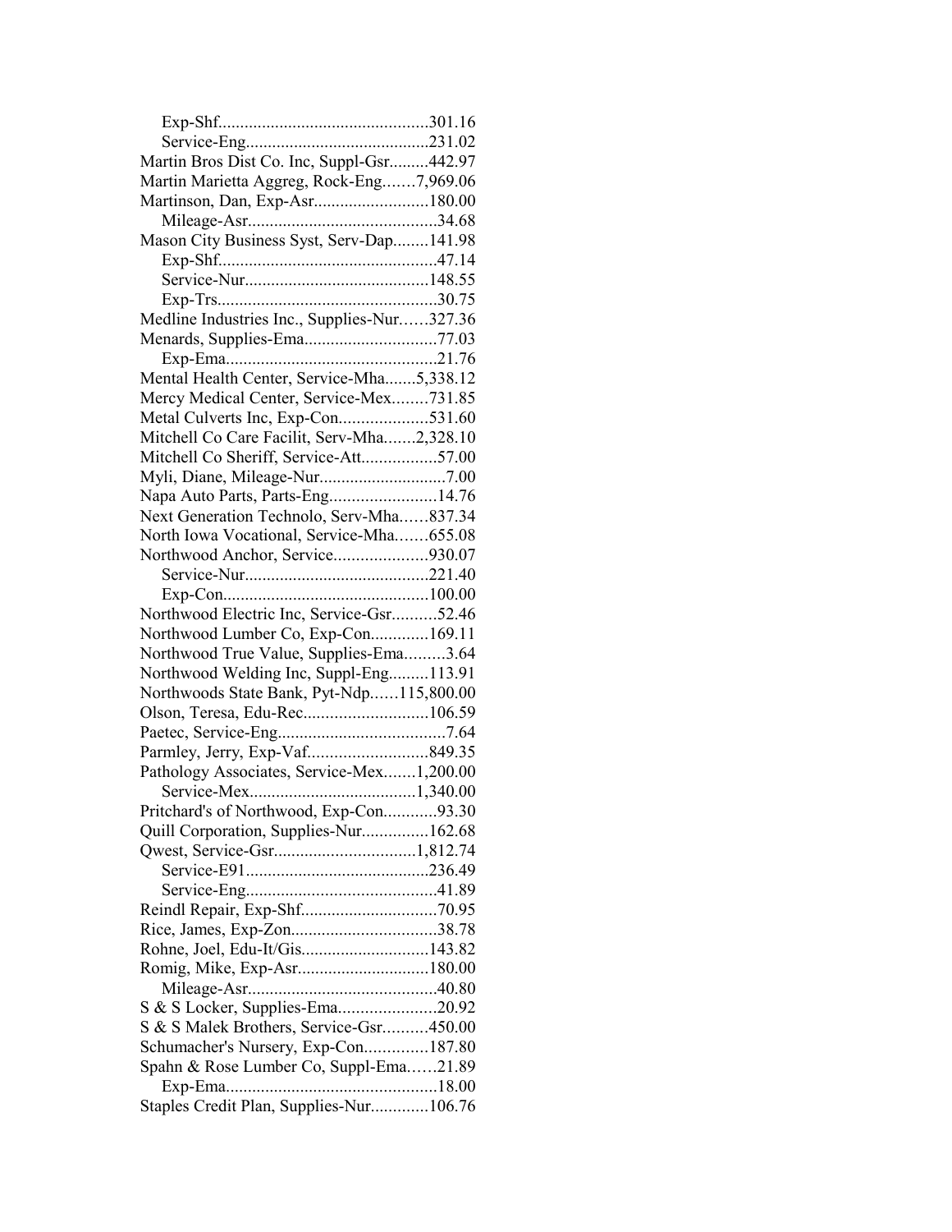Exp-Shf................................................301.16
Service-Eng..........................................231.02
Martin Bros Dist Co. Inc, Suppl-Gsr.........442.97
Martin Marietta Aggreg, Rock-Eng.......7,969.06
Martinson, Dan, Exp-Asr..........................180.00
Mileage-Asr...........................................34.68
Mason City Business Syst, Serv-Dap........141.98
Exp-Shf..................................................47.14
Service-Nur..........................................148.55
Exp-Trs..................................................30.75
Medline Industries Inc., Supplies-Nur......327.36
Menards, Supplies-Ema..............................77.03
Exp-Ema................................................21.76
Mental Health Center, Service-Mha.......5,338.12
Mercy Medical Center, Service-Mex........731.85
Metal Culverts Inc, Exp-Con....................531.60
Mitchell Co Care Facilit, Serv-Mha.......2,328.10
Mitchell Co Sheriff, Service-Att.................57.00
Myli, Diane, Mileage-Nur............................7.00
Napa Auto Parts, Parts-Eng........................14.76
Next Generation Technolo, Serv-Mha......837.34
North Iowa Vocational, Service-Mha.......655.08
Northwood Anchor, Service.....................930.07
Service-Nur..........................................221.40
Exp-Con...............................................100.00
Northwood Electric Inc, Service-Gsr..........52.46
Northwood Lumber Co, Exp-Con.............169.11
Northwood True Value, Supplies-Ema.........3.64
Northwood Welding Inc, Suppl-Eng.........113.91
Northwoods State Bank, Pyt-Ndp......115,800.00
Olson, Teresa, Edu-Rec............................106.59
Paetec, Service-Eng......................................7.64
Parmley, Jerry, Exp-Vaf...........................849.35
Pathology Associates, Service-Mex.......1,200.00
Service-Mex......................................1,340.00
Pritchard's of Northwood, Exp-Con............93.30
Quill Corporation, Supplies-Nur...............162.68
Qwest, Service-Gsr................................1,812.74
Service-E91..........................................236.49
Service-Eng...........................................41.89
Reindl Repair, Exp-Shf...............................70.95
Rice, James, Exp-Zon.................................38.78
Rohne, Joel, Edu-It/Gis............................143.82
Romig, Mike, Exp-Asr.............................180.00
Mileage-Asr...........................................40.80
S & S Locker, Supplies-Ema......................20.92
S & S Malek Brothers, Service-Gsr..........450.00
Schumacher's Nursery, Exp-Con..............187.80
Spahn & Rose Lumber Co, Suppl-Ema......21.89
Exp-Ema................................................18.00
Staples Credit Plan, Supplies-Nur.............106.76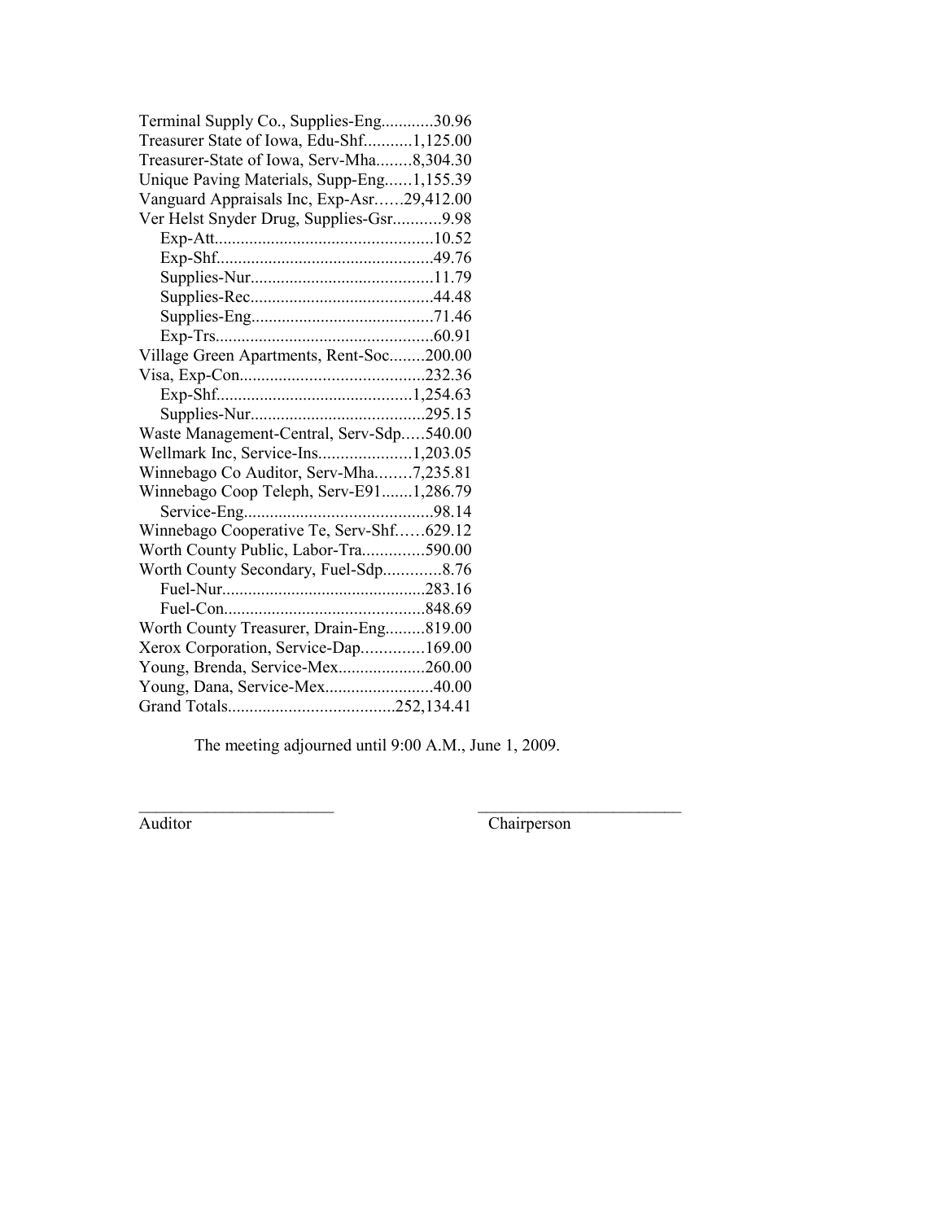Terminal Supply Co., Supplies-Eng............30.96
Treasurer State of Iowa, Edu-Shf...........1,125.00
Treasurer-State of Iowa, Serv-Mha........8,304.30
Unique Paving Materials, Supp-Eng......1,155.39
Vanguard Appraisals Inc, Exp-Asr......29,412.00
Ver Helst Snyder Drug, Supplies-Gsr...........9.98
Exp-Att.................................................10.52
Exp-Shf.................................................49.76
Supplies-Nur..........................................11.79
Supplies-Rec..........................................44.48
Supplies-Eng..........................................71.46
Exp-Trs.................................................60.91
Village Green Apartments, Rent-Soc........200.00
Visa, Exp-Con..........................................232.36
Exp-Shf............................................1,254.63
Supplies-Nur........................................295.15
Waste Management-Central, Serv-Sdp.....540.00
Wellmark Inc, Service-Ins.....................1,203.05
Winnebago Co Auditor, Serv-Mha........7,235.81
Winnebago Coop Teleph, Serv-E91.......1,286.79
Service-Eng...........................................98.14
Winnebago Cooperative Te, Serv-Shf......629.12
Worth County Public, Labor-Tra..............590.00
Worth County Secondary, Fuel-Sdp.............8.76
Fuel-Nur..............................................283.16
Fuel-Con.............................................848.69
Worth County Treasurer, Drain-Eng.........819.00
Xerox Corporation, Service-Dap..............169.00
Young, Brenda, Service-Mex....................260.00
Young, Dana, Service-Mex.........................40.00
Grand Totals.....................................252,134.41

The meeting adjourned until 9:00 A.M., June 1, 2009.

_______________________ _______________________
Auditor Chairperson